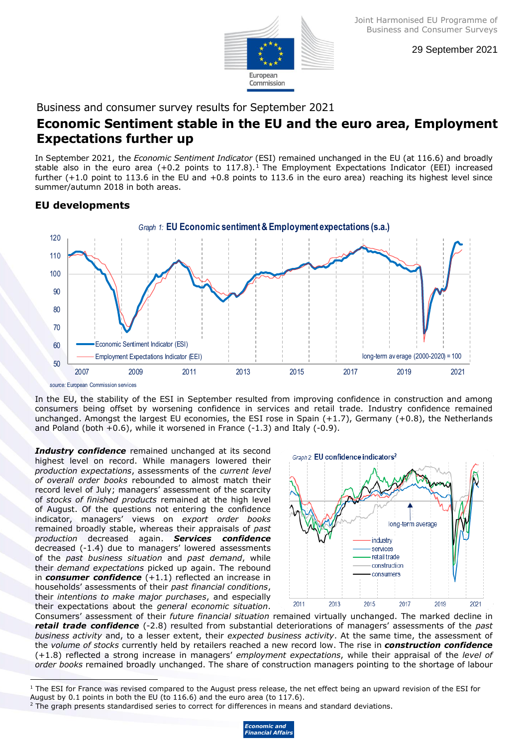Joint Harmonised EU Programme of Business and Consumer Surveys

29 September 2021

Business and consumer survey results for September 2021

# Economic Sentiment stable in the EU and the euro area, Employment Expectations further up

In September 2021, the *Economic Sentiment Indicator* (ESI) remained unchanged in the EU (at 116.6) and broadly stable also in the euro area (+0.2 points to 117.8).[1] The Employment Expectations Indicator (EEI) increased further (+1.0 point to 113.6 in the EU and +0.8 points to 113.6 in the euro area) reaching its highest level since summer/autumn 2018 in both areas.

## EU developments

*Graph 1:* **EU Economic sentiment & Employment expectations (s.a.)**

*source:* European Commission services

In the EU, the stability of the ESI in September resulted from improving confidence in construction and among consumers being offset by worsening confidence in services and retail trade. Industry confidence remained unchanged. Amongst the largest EU economies, the ESI rose in Spain (+1.7), Germany (+0.8), the Netherlands and Poland (both +0.6), while it worsened in France (-1.3) and Italy (-0.9).

***Industry confidence*** remained unchanged at its second highest level on record. While managers lowered their *production expectations*, assessments of the *current level of overall order books* rebounded to almost match their record level of July; managers' assessment of the scarcity of *stocks of finished products* remained at the high level of August. Of the questions not entering the confidence indicator, managers' views on *export order books* remained broadly stable, whereas their appraisals of *past production* decreased again. ***Services confidence*** decreased (-1.4) due to managers' lowered assessments of the *past business situation* and *past demand*, while their *demand expectations* picked up again. The rebound in ***consumer confidence*** (+1.1) reflected an increase in households' assessments of their *past financial conditions*, their *intentions to make major purchases*, and especially their expectations about the *general economic situation*.

*Graph 2:* **EU confidence indicators**[2]

Consumers' assessment of their *future financial situation* remained virtually unchanged. The marked decline in ***retail trade confidence*** (-2.8) resulted from substantial deteriorations of managers' assessments of the *past business activity* and, to a lesser extent, their *expected business activity*. At the same time, the assessment of the *volume of stocks* currently held by retailers reached a new record low. The rise in ***construction confidence*** (+1.8) reflected a strong increase in managers' *employment expectations*, while their appraisal of the *level of order books* remained broadly unchanged. The share of construction managers pointing to the shortage of labour

---

[1] The ESI for France was revised compared to the August press release, the net effect being an upward revision of the ESI for August by 0.1 points in both the EU (to 116.6) and the euro area (to 117.6).

[2] The graph presents standardised series to correct for differences in means and standard deviations.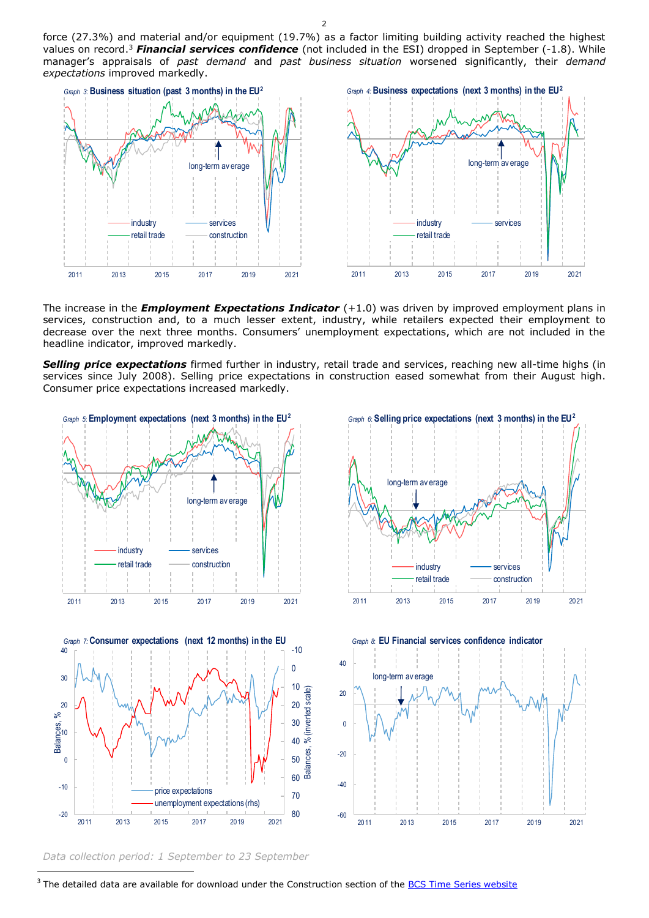force (27.3%) and material and/or equipment (19.7%) as a factor limiting building activity reached the highest values on record.[3] ***Financial services confidence*** (not included in the ESI) dropped in September (-1.8). While manager's appraisals of *past demand* and *past business situation* worsened significantly, their *demand expectations* improved markedly.

*Graph 3:* **Business situation (past 3 months) in the EU[2]**

*Graph 4:* **Business expectations (next 3 months) in the EU[2]**

The increase in the ***Employment Expectations Indicator*** (+1.0) was driven by improved employment plans in services, construction and, to a much lesser extent, industry, while retailers expected their employment to decrease over the next three months. Consumers' unemployment expectations, which are not included in the headline indicator, improved markedly.

***Selling price expectations*** firmed further in industry, retail trade and services, reaching new all-time highs (in services since July 2008). Selling price expectations in construction eased somewhat from their August high. Consumer price expectations increased markedly.

*Graph 5:* **Employment expectations (next 3 months) in the EU[2]**

*Graph 6:* **Selling price expectations (next 3 months) in the EU[2]**

*Graph 7:* **Consumer expectations (next 12 months) in the EU**

*Graph 8:* **EU Financial services confidence indicator**

*Data collection period: 1 September to 23 September*

---

[3] The detailed data are available for download under the Construction section of the BCS Time Series website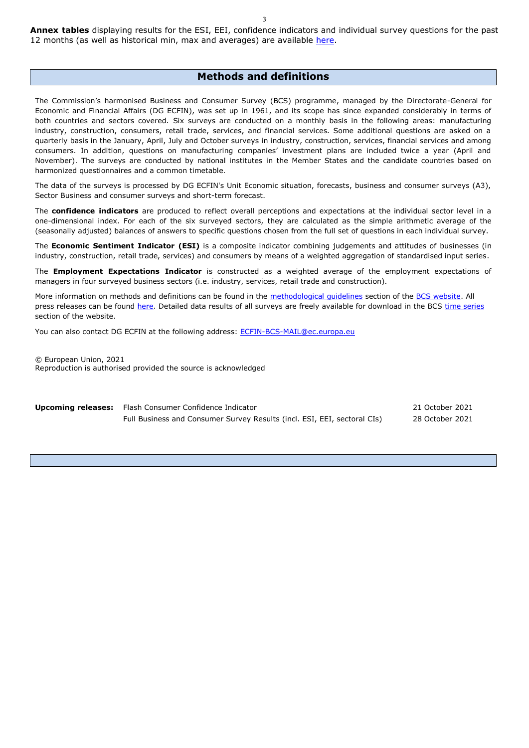**Annex tables** displaying results for the ESI, EEI, confidence indicators and individual survey questions for the past 12 months (as well as historical min, max and averages) are available here.

## Methods and definitions

The Commission's harmonised Business and Consumer Survey (BCS) programme, managed by the Directorate-General for Economic and Financial Affairs (DG ECFIN), was set up in 1961, and its scope has since expanded considerably in terms of both countries and sectors covered. Six surveys are conducted on a monthly basis in the following areas: manufacturing industry, construction, consumers, retail trade, services, and financial services. Some additional questions are asked on a quarterly basis in the January, April, July and October surveys in industry, construction, services, financial services and among consumers. In addition, questions on manufacturing companies' investment plans are included twice a year (April and November). The surveys are conducted by national institutes in the Member States and the candidate countries based on harmonized questionnaires and a common timetable.

The data of the surveys is processed by DG ECFIN's Unit Economic situation, forecasts, business and consumer surveys (A3), Sector Business and consumer surveys and short-term forecast.

The **confidence indicators** are produced to reflect overall perceptions and expectations at the individual sector level in a one-dimensional index. For each of the six surveyed sectors, they are calculated as the simple arithmetic average of the (seasonally adjusted) balances of answers to specific questions chosen from the full set of questions in each individual survey.

The **Economic Sentiment Indicator (ESI)** is a composite indicator combining judgements and attitudes of businesses (in industry, construction, retail trade, services) and consumers by means of a weighted aggregation of standardised input series.

The **Employment Expectations Indicator** is constructed as a weighted average of the employment expectations of managers in four surveyed business sectors (i.e. industry, services, retail trade and construction).

More information on methods and definitions can be found in the methodological guidelines section of the BCS website. All press releases can be found here. Detailed data results of all surveys are freely available for download in the BCS time series section of the website.

You can also contact DG ECFIN at the following address: ECFIN-BCS-MAIL@ec.europa.eu

© European Union, 2021
Reproduction is authorised provided the source is acknowledged

| | | |
|---|---|---|
| **Upcoming releases:** | Flash Consumer Confidence Indicator | 21 October 2021 |
| | Full Business and Consumer Survey Results (incl. ESI, EEI, sectoral CIs) | 28 October 2021 |